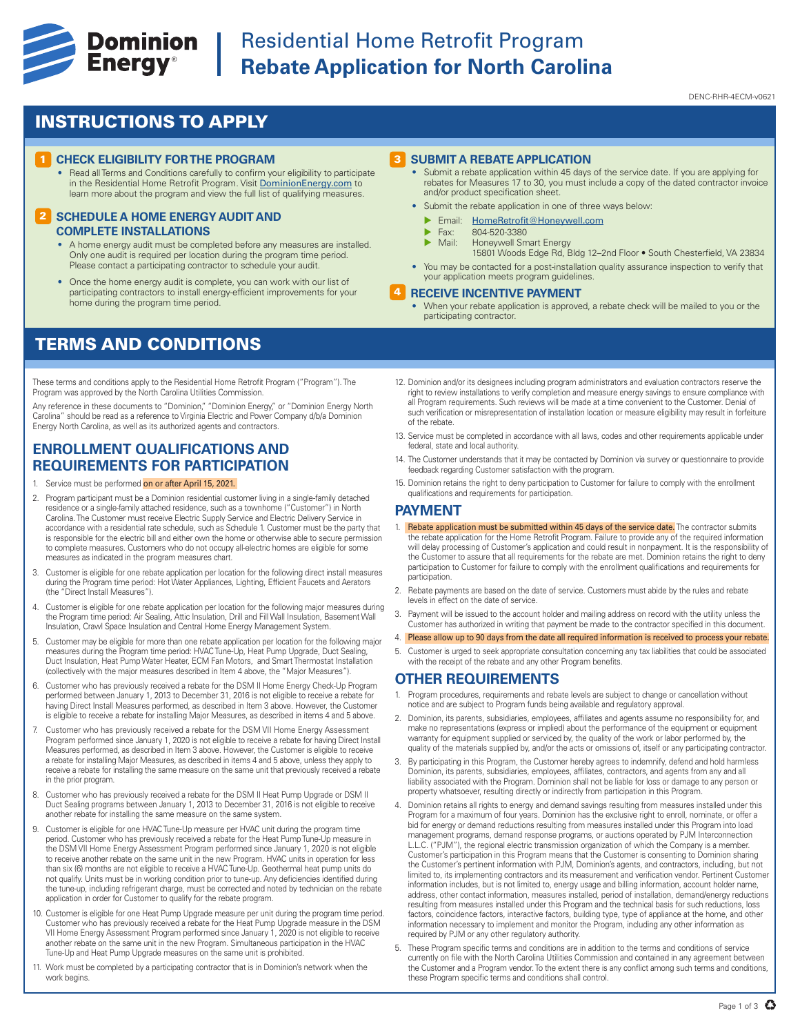# Residential Home Retrofit Program
# Rebate Application for North Carolina

DENC-RHR-4ECM-v0621

## INSTRUCTIONS TO APPLY

### 1 CHECK ELIGIBILITY FOR THE PROGRAM

- Read all Terms and Conditions carefully to confirm your eligibility to participate in the Residential Home Retrofit Program. Visit DominionEnergy.com to learn more about the program and view the full list of qualifying measures.

### 2 SCHEDULE A HOME ENERGY AUDIT AND COMPLETE INSTALLATIONS

- A home energy audit must be completed before any measures are installed. Only one audit is required per location during the program time period. Please contact a participating contractor to schedule your audit.
- Once the home energy audit is complete, you can work with our list of participating contractors to install energy-efficient improvements for your home during the program time period.

### 3 SUBMIT A REBATE APPLICATION

- Submit a rebate application within 45 days of the service date. If you are applying for rebates for Measures 17 to 30, you must include a copy of the dated contractor invoice and/or product specification sheet.
- Submit the rebate application in one of three ways below:
  - Email: HomeRetrofit@Honeywell.com
  - Fax: 804-520-3380
  - Mail: Honeywell Smart Energy
    15801 Woods Edge Rd, Bldg 12–2nd Floor • South Chesterfield, VA 23834
- You may be contacted for a post-installation quality assurance inspection to verify that your application meets program guidelines.

### 4 RECEIVE INCENTIVE PAYMENT

- When your rebate application is approved, a rebate check will be mailed to you or the participating contractor.

## TERMS AND CONDITIONS

These terms and conditions apply to the Residential Home Retrofit Program ("Program"). The Program was approved by the North Carolina Utilities Commission.

Any reference in these documents to "Dominion," "Dominion Energy," or "Dominion Energy North Carolina" should be read as a reference to Virginia Electric and Power Company d/b/a Dominion Energy North Carolina, as well as its authorized agents and contractors.

### ENROLLMENT QUALIFICATIONS AND REQUIREMENTS FOR PARTICIPATION

1. Service must be performed **on or after April 15, 2021.**
2. Program participant must be a Dominion residential customer living in a single-family detached residence or a single-family attached residence, such as a townhome ("Customer") in North Carolina. The Customer must receive Electric Supply Service and Electric Delivery Service in accordance with a residential rate schedule, such as Schedule 1. Customer must be the party that is responsible for the electric bill and either own the home or otherwise able to secure permission to complete measures. Customers who do not occupy all-electric homes are eligible for some measures as indicated in the program measures chart.
3. Customer is eligible for one rebate application per location for the following direct install measures during the Program time period: Hot Water Appliances, Lighting, Efficient Faucets and Aerators (the "Direct Install Measures").
4. Customer is eligible for one rebate application per location for the following major measures during the Program time period: Air Sealing, Attic Insulation, Drill and Fill Wall Insulation, Basement Wall Insulation, Crawl Space Insulation and Central Home Energy Management System.
5. Customer may be eligible for more than one rebate application per location for the following major measures during the Program time period: HVAC Tune-Up, Heat Pump Upgrade, Duct Sealing, Duct Insulation, Heat Pump Water Heater, ECM Fan Motors, and Smart Thermostat Installation (collectively with the major measures described in Item 4 above, the "Major Measures").
6. Customer who has previously received a rebate for the DSM II Home Energy Check-Up Program performed between January 1, 2013 to December 31, 2016 is not eligible to receive a rebate for having Direct Install Measures performed, as described in Item 3 above. However, the Customer is eligible to receive a rebate for installing Major Measures, as described in items 4 and 5 above.
7. Customer who has previously received a rebate for the DSM VII Home Energy Assessment Program performed since January 1, 2020 is not eligible to receive a rebate for having Direct Install Measures performed, as described in Item 3 above. However, the Customer is eligible to receive a rebate for installing Major Measures, as described in items 4 and 5 above, unless they apply to receive a rebate for installing the same measure on the same unit that previously received a rebate in the prior program.
8. Customer who has previously received a rebate for the DSM II Heat Pump Upgrade or DSM II Duct Sealing programs between January 1, 2013 to December 31, 2016 is not eligible to receive another rebate for installing the same measure on the same system.
9. Customer is eligible for one HVAC Tune-Up measure per HVAC unit during the program time period. Customer who has previously received a rebate for the Heat Pump Tune-Up measure in the DSM VII Home Energy Assessment Program performed since January 1, 2020 is not eligible to receive another rebate on the same unit in the new Program. HVAC units in operation for less than six (6) months are not eligible to receive a HVAC Tune-Up. Geothermal heat pump units do not qualify. Units must be in working condition prior to tune-up. Any deficiencies identified during the tune-up, including refrigerant charge, must be corrected and noted by technician on the rebate application in order for Customer to qualify for the rebate program.
10. Customer is eligible for one Heat Pump Upgrade measure per unit during the program time period. Customer who has previously received a rebate for the Heat Pump Upgrade measure in the DSM VII Home Energy Assessment Program performed since January 1, 2020 is not eligible to receive another rebate on the same unit in the new Program. Simultaneous participation in the HVAC Tune-Up and Heat Pump Upgrade measures on the same unit is prohibited.
11. Work must be completed by a participating contractor that is in Dominion's network when the work begins.
12. Dominion and/or its designees including program administrators and evaluation contractors reserve the right to review installations to verify completion and measure energy savings to ensure compliance with all Program requirements. Such reviews will be made at a time convenient to the Customer. Denial of such verification or misrepresentation of installation location or measure eligibility may result in forfeiture of the rebate.
13. Service must be completed in accordance with all laws, codes and other requirements applicable under federal, state and local authority.
14. The Customer understands that it may be contacted by Dominion via survey or questionnaire to provide feedback regarding Customer satisfaction with the program.
15. Dominion retains the right to deny participation to Customer for failure to comply with the enrollment qualifications and requirements for participation.

### PAYMENT

1. **Rebate application must be submitted within 45 days of the service date.** The contractor submits the rebate application for the Home Retrofit Program. Failure to provide any of the required information will delay processing of Customer's application and could result in nonpayment. It is the responsibility of the Customer to assure that all requirements for the rebate are met. Dominion retains the right to deny participation to Customer for failure to comply with the enrollment qualifications and requirements for participation.
2. Rebate payments are based on the date of service. Customers must abide by the rules and rebate levels in effect on the date of service.
3. Payment will be issued to the account holder and mailing address on record with the utility unless the Customer has authorized in writing that payment be made to the contractor specified in this document.
4. **Please allow up to 90 days from the date all required information is received to process your rebate.**
5. Customer is urged to seek appropriate consultation concerning any tax liabilities that could be associated with the receipt of the rebate and any other Program benefits.

### OTHER REQUIREMENTS

1. Program procedures, requirements and rebate levels are subject to change or cancellation without notice and are subject to Program funds being available and regulatory approval.
2. Dominion, its parents, subsidiaries, employees, affiliates and agents assume no responsibility for, and make no representations (express or implied) about the performance of the equipment or equipment warranty for equipment supplied or serviced by, the quality of the work or labor performed by, the quality of the materials supplied by, and/or the acts or omissions of, itself or any participating contractor.
3. By participating in this Program, the Customer hereby agrees to indemnify, defend and hold harmless Dominion, its parents, subsidiaries, employees, affiliates, contractors, and agents from any and all liability associated with the Program. Dominion shall not be liable for loss or damage to any person or property whatsoever, resulting directly or indirectly from participation in this Program.
4. Dominion retains all rights to energy and demand savings resulting from measures installed under this Program for a maximum of four years. Dominion has the exclusive right to enroll, nominate, or offer a bid for energy or demand reductions resulting from measures installed under this Program into load management programs, demand response programs, or auctions operated by PJM Interconnection L.L.C. ("PJM"), the regional electric transmission organization of which the Company is a member. Customer's participation in this Program means that the Customer is consenting to Dominion sharing the Customer's pertinent information with PJM, Dominion's agents, and contractors, including, but not limited to, its implementing contractors and its measurement and verification vendor. Pertinent Customer information includes, but is not limited to, energy usage and billing information, account holder name, address, other contact information, measures installed, period of installation, demand/energy reductions resulting from measures installed under this Program and the technical basis for such reductions, loss factors, coincidence factors, interactive factors, building type, type of appliance at the home, and other information necessary to implement and monitor the Program, including any other information as required by PJM or any other regulatory authority.
5. These Program specific terms and conditions are in addition to the terms and conditions of service currently on file with the North Carolina Utilities Commission and contained in any agreement between the Customer and a Program vendor. To the extent there is any conflict among such terms and conditions, these Program specific terms and conditions shall control.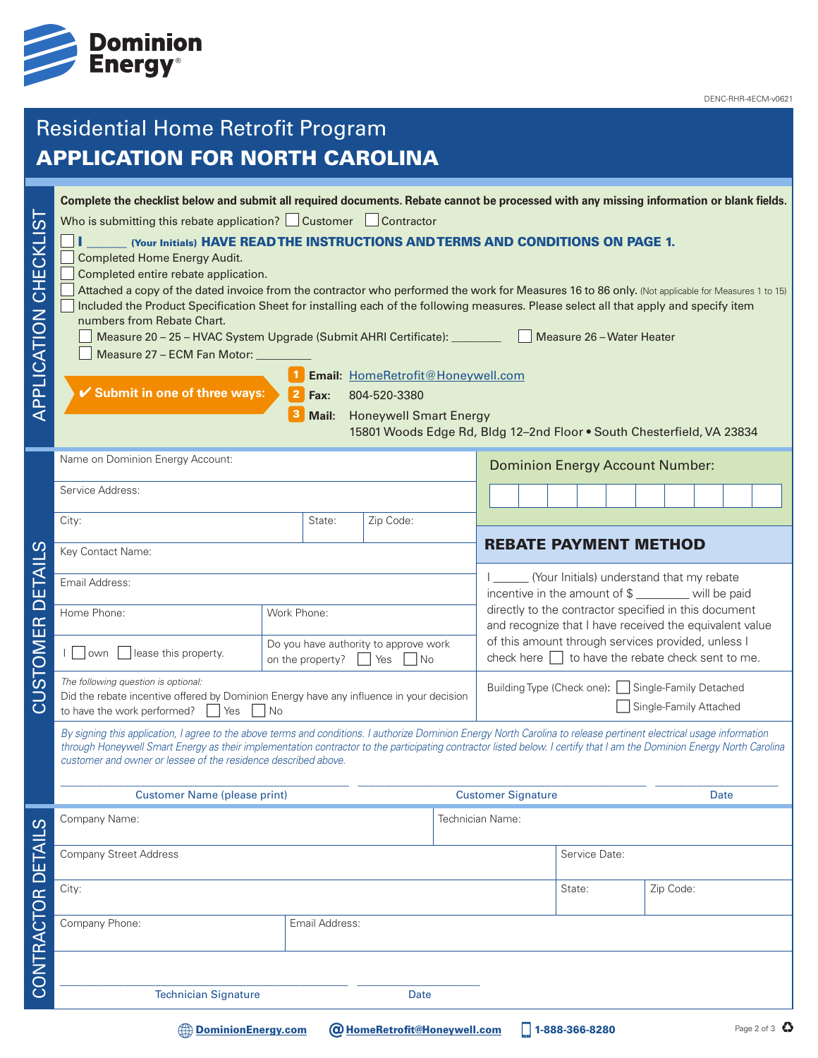Dominion Energy

DENC-RHR-4ECM-v0621

# Residential Home Retrofit Program

# APPLICATION FOR NORTH CAROLINA

## APPLICATION CHECKLIST

**Complete the checklist below and submit all required documents. Rebate cannot be processed with any missing information or blank fields.**

Who is submitting this rebate application? ☐ Customer ☐ Contractor

- ☐ **I ______ (Your Initials) HAVE READ THE INSTRUCTIONS AND TERMS AND CONDITIONS ON PAGE 1.**
- ☐ Completed Home Energy Audit.
- ☐ Completed entire rebate application.
- ☐ Attached a copy of the dated invoice from the contractor who performed the work for Measures 16 to 86 only. (Not applicable for Measures 1 to 15)
- ☐ Included the Product Specification Sheet for installing each of the following measures. Please select all that apply and specify item numbers from Rebate Chart.
  - ☐ Measure 20 – 25 – HVAC System Upgrade (Submit AHRI Certificate): ________
  - ☐ Measure 26 – Water Heater
  - ☐ Measure 27 – ECM Fan Motor: _________

**✔ Submit in one of three ways:**

1. **Email:** HomeRetrofit@Honeywell.com
2. **Fax:** 804-520-3380
3. **Mail:** Honeywell Smart Energy
   15801 Woods Edge Rd, Bldg 12–2nd Floor • South Chesterfield, VA 23834

## CUSTOMER DETAILS

| | | | |
|---|---|---|---|
| Name on Dominion Energy Account: | | | |
| Service Address: | | | |
| City: | | State: | Zip Code: |
| Key Contact Name: | | | |
| Email Address: | | | |
| Home Phone: | Work Phone: | | |
| I ☐ own ☐ lease this property. | Do you have authority to approve work on the property? ☐ Yes ☐ No | | |

*The following question is optional:*
Did the rebate incentive offered by Dominion Energy have any influence in your decision to have the work performed? ☐ Yes ☐ No

**Dominion Energy Account Number:**

| | | | | | | | | | |
|---|---|---|---|---|---|---|---|---|---|
| | | | | | | | | | |

### REBATE PAYMENT METHOD

I ______ (Your Initials) understand that my rebate incentive in the amount of $ ________ will be paid directly to the contractor specified in this document and recognize that I have received the equivalent value of this amount through services provided, unless I check here ☐ to have the rebate check sent to me.

Building Type (Check one): ☐ Single-Family Detached ☐ Single-Family Attached

*By signing this application, I agree to the above terms and conditions. I authorize Dominion Energy North Carolina to release pertinent electrical usage information through Honeywell Smart Energy as their implementation contractor to the participating contractor listed below. I certify that I am the Dominion Energy North Carolina customer and owner or lessee of the residence described above.*

| Customer Name (please print) | Customer Signature | Date |
|---|---|---|
| | | |

## CONTRACTOR DETAILS

| | | | |
|---|---|---|---|
| Company Name: | Technician Name: | | |
| Company Street Address | | Service Date: | |
| City: | | State: | Zip Code: |
| Company Phone: | Email Address: | | |

| Technician Signature | Date |
|---|---|
| | |

DominionEnergy.com | HomeRetrofit@Honeywell.com | 1-888-366-8280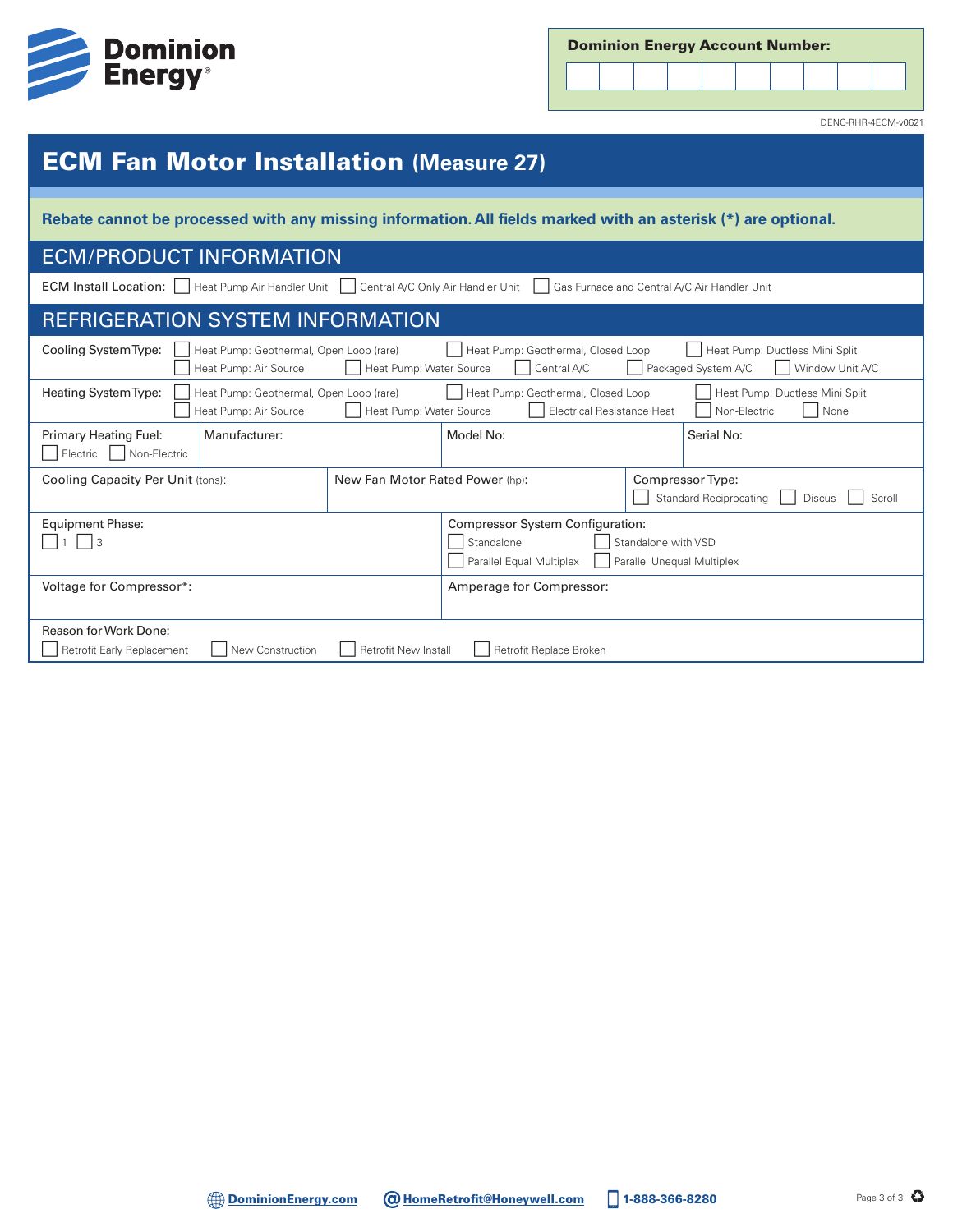**Dominion Energy Account Number:**

DENC-RHR-4ECM-v0621

# ECM Fan Motor Installation (Measure 27)

**Rebate cannot be processed with any missing information. All fields marked with an asterisk (*) are optional.**

## ECM/PRODUCT INFORMATION

ECM Install Location: ☐ Heat Pump Air Handler Unit ☐ Central A/C Only Air Handler Unit ☐ Gas Furnace and Central A/C Air Handler Unit

## REFRIGERATION SYSTEM INFORMATION

Cooling System Type: ☐ Heat Pump: Geothermal, Open Loop (rare) ☐ Heat Pump: Geothermal, Closed Loop ☐ Heat Pump: Ductless Mini Split ☐ Heat Pump: Air Source ☐ Heat Pump: Water Source ☐ Central A/C ☐ Packaged System A/C ☐ Window Unit A/C

Heating System Type: ☐ Heat Pump: Geothermal, Open Loop (rare) ☐ Heat Pump: Geothermal, Closed Loop ☐ Heat Pump: Ductless Mini Split ☐ Heat Pump: Air Source ☐ Heat Pump: Water Source ☐ Electrical Resistance Heat ☐ Non-Electric ☐ None

| | | | |
|---|---|---|---|
| Primary Heating Fuel: ☐ Electric ☐ Non-Electric | Manufacturer: | Model No: | Serial No: |

| | | |
|---|---|---|
| Cooling Capacity Per Unit (tons): | New Fan Motor Rated Power (hp): | Compressor Type: ☐ Standard Reciprocating ☐ Discus ☐ Scroll |

| | |
|---|---|
| Equipment Phase: ☐ 1 ☐ 3 | Compressor System Configuration: ☐ Standalone ☐ Standalone with VSD ☐ Parallel Equal Multiplex ☐ Parallel Unequal Multiplex |
| Voltage for Compressor*: | Amperage for Compressor: |

Reason for Work Done: ☐ Retrofit Early Replacement ☐ New Construction ☐ Retrofit New Install ☐ Retrofit Replace Broken

DominionEnergy.com | HomeRetrofit@Honeywell.com | 1-888-366-8280